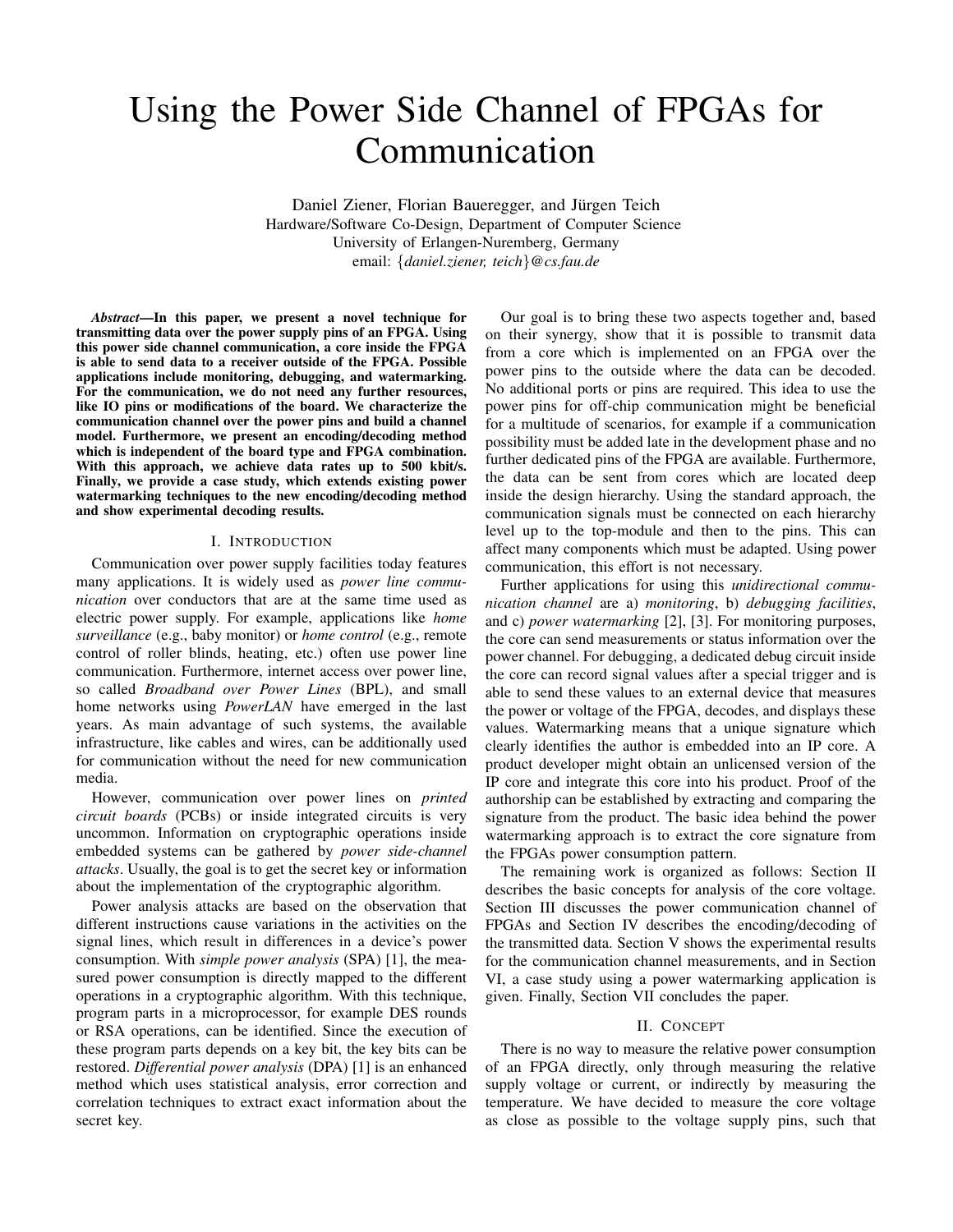# Using the Power Side Channel of FPGAs for Communication

Daniel Ziener, Florian Baueregger, and Jürgen Teich
Hardware/Software Co-Design, Department of Computer Science
University of Erlangen-Nuremberg, Germany
email: {*daniel.ziener, teich*}*@cs.fau.de*

***Abstract*—In this paper, we present a novel technique for transmitting data over the power supply pins of an FPGA. Using this power side channel communication, a core inside the FPGA is able to send data to a receiver outside of the FPGA. Possible applications include monitoring, debugging, and watermarking. For the communication, we do not need any further resources, like IO pins or modifications of the board. We characterize the communication channel over the power pins and build a channel model. Furthermore, we present an encoding/decoding method which is independent of the board type and FPGA combination. With this approach, we achieve data rates up to 500 kbit/s. Finally, we provide a case study, which extends existing power watermarking techniques to the new encoding/decoding method and show experimental decoding results.**

## I. Introduction

Communication over power supply facilities today features many applications. It is widely used as *power line communication* over conductors that are at the same time used as electric power supply. For example, applications like *home surveillance* (e.g., baby monitor) or *home control* (e.g., remote control of roller blinds, heating, etc.) often use power line communication. Furthermore, internet access over power line, so called *Broadband over Power Lines* (BPL), and small home networks using *PowerLAN* have emerged in the last years. As main advantage of such systems, the available infrastructure, like cables and wires, can be additionally used for communication without the need for new communication media.

However, communication over power lines on *printed circuit boards* (PCBs) or inside integrated circuits is very uncommon. Information on cryptographic operations inside embedded systems can be gathered by *power side-channel attacks*. Usually, the goal is to get the secret key or information about the implementation of the cryptographic algorithm.

Power analysis attacks are based on the observation that different instructions cause variations in the activities on the signal lines, which result in differences in a device's power consumption. With *simple power analysis* (SPA) [1], the measured power consumption is directly mapped to the different operations in a cryptographic algorithm. With this technique, program parts in a microprocessor, for example DES rounds or RSA operations, can be identified. Since the execution of these program parts depends on a key bit, the key bits can be restored. *Differential power analysis* (DPA) [1] is an enhanced method which uses statistical analysis, error correction and correlation techniques to extract exact information about the secret key.

Our goal is to bring these two aspects together and, based on their synergy, show that it is possible to transmit data from a core which is implemented on an FPGA over the power pins to the outside where the data can be decoded. No additional ports or pins are required. This idea to use the power pins for off-chip communication might be beneficial for a multitude of scenarios, for example if a communication possibility must be added late in the development phase and no further dedicated pins of the FPGA are available. Furthermore, the data can be sent from cores which are located deep inside the design hierarchy. Using the standard approach, the communication signals must be connected on each hierarchy level up to the top-module and then to the pins. This can affect many components which must be adapted. Using power communication, this effort is not necessary.

Further applications for using this *unidirectional communication channel* are a) *monitoring*, b) *debugging facilities*, and c) *power watermarking* [2], [3]. For monitoring purposes, the core can send measurements or status information over the power channel. For debugging, a dedicated debug circuit inside the core can record signal values after a special trigger and is able to send these values to an external device that measures the power or voltage of the FPGA, decodes, and displays these values. Watermarking means that a unique signature which clearly identifies the author is embedded into an IP core. A product developer might obtain an unlicensed version of the IP core and integrate this core into his product. Proof of the authorship can be established by extracting and comparing the signature from the product. The basic idea behind the power watermarking approach is to extract the core signature from the FPGAs power consumption pattern.

The remaining work is organized as follows: Section II describes the basic concepts for analysis of the core voltage. Section III discusses the power communication channel of FPGAs and Section IV describes the encoding/decoding of the transmitted data. Section V shows the experimental results for the communication channel measurements, and in Section VI, a case study using a power watermarking application is given. Finally, Section VII concludes the paper.

## II. Concept

There is no way to measure the relative power consumption of an FPGA directly, only through measuring the relative supply voltage or current, or indirectly by measuring the temperature. We have decided to measure the core voltage as close as possible to the voltage supply pins, such that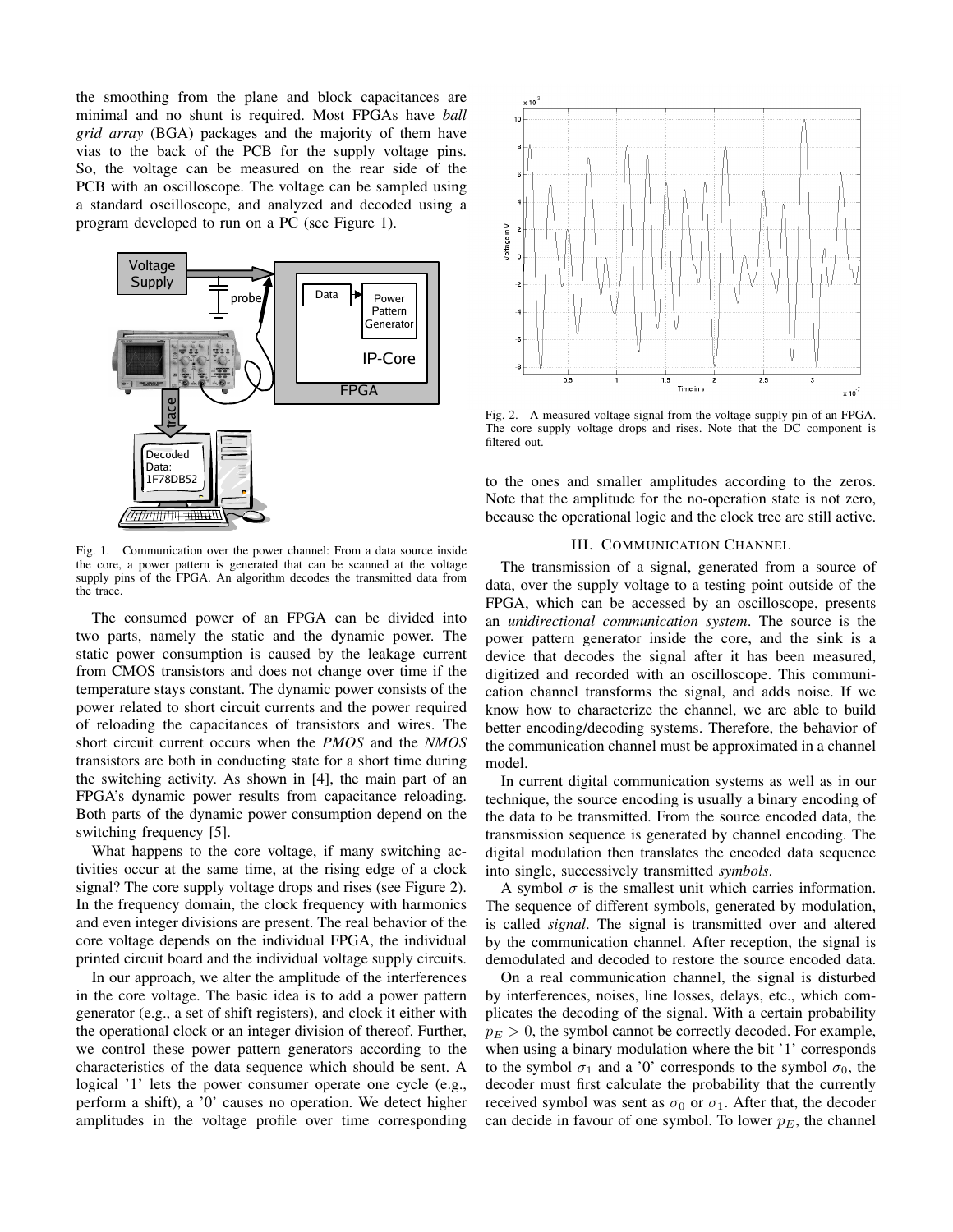the smoothing from the plane and block capacitances are minimal and no shunt is required. Most FPGAs have *ball grid array* (BGA) packages and the majority of them have vias to the back of the PCB for the supply voltage pins. So, the voltage can be measured on the rear side of the PCB with an oscilloscope. The voltage can be sampled using a standard oscilloscope, and analyzed and decoded using a program developed to run on a PC (see Figure 1).

Voltage Supply

probe

Data

Power Pattern Generator

IP-Core

FPGA

trace

Decoded Data: 1F78DB52

Fig. 1. Communication over the power channel: From a data source inside the core, a power pattern is generated that can be scanned at the voltage supply pins of the FPGA. An algorithm decodes the transmitted data from the trace.

The consumed power of an FPGA can be divided into two parts, namely the static and the dynamic power. The static power consumption is caused by the leakage current from CMOS transistors and does not change over time if the temperature stays constant. The dynamic power consists of the power related to short circuit currents and the power required of reloading the capacitances of transistors and wires. The short circuit current occurs when the *PMOS* and the *NMOS* transistors are both in conducting state for a short time during the switching activity. As shown in [4], the main part of an FPGA's dynamic power results from capacitance reloading. Both parts of the dynamic power consumption depend on the switching frequency [5].

What happens to the core voltage, if many switching activities occur at the same time, at the rising edge of a clock signal? The core supply voltage drops and rises (see Figure 2). In the frequency domain, the clock frequency with harmonics and even integer divisions are present. The real behavior of the core voltage depends on the individual FPGA, the individual printed circuit board and the individual voltage supply circuits.

In our approach, we alter the amplitude of the interferences in the core voltage. The basic idea is to add a power pattern generator (e.g., a set of shift registers), and clock it either with the operational clock or an integer division of thereof. Further, we control these power pattern generators according to the characteristics of the data sequence which should be sent. A logical '1' lets the power consumer operate one cycle (e.g., perform a shift), a '0' causes no operation. We detect higher amplitudes in the voltage profile over time corresponding

x 10^-3

10
8
6
4
2
0
-2
-4
-6
-8

Voltage in V

0.5
1
1.5
2
2.5
3

Time in s

x 10^-7

Fig. 2. A measured voltage signal from the voltage supply pin of an FPGA. The core supply voltage drops and rises. Note that the DC component is filtered out.

to the ones and smaller amplitudes according to the zeros. Note that the amplitude for the no-operation state is not zero, because the operational logic and the clock tree are still active.

## III. Communication Channel

The transmission of a signal, generated from a source of data, over the supply voltage to a testing point outside of the FPGA, which can be accessed by an oscilloscope, presents an *unidirectional communication system*. The source is the power pattern generator inside the core, and the sink is a device that decodes the signal after it has been measured, digitized and recorded with an oscilloscope. This communication channel transforms the signal, and adds noise. If we know how to characterize the channel, we are able to build better encoding/decoding systems. Therefore, the behavior of the communication channel must be approximated in a channel model.

In current digital communication systems as well as in our technique, the source encoding is usually a binary encoding of the data to be transmitted. From the source encoded data, the transmission sequence is generated by channel encoding. The digital modulation then translates the encoded data sequence into single, successively transmitted *symbols*.

A symbol $\sigma$ is the smallest unit which carries information. The sequence of different symbols, generated by modulation, is called *signal*. The signal is transmitted over and altered by the communication channel. After reception, the signal is demodulated and decoded to restore the source encoded data.

On a real communication channel, the signal is disturbed by interferences, noises, line losses, delays, etc., which complicates the decoding of the signal. With a certain probability $p_E > 0$, the symbol cannot be correctly decoded. For example, when using a binary modulation where the bit '1' corresponds to the symbol $\sigma_1$ and a '0' corresponds to the symbol $\sigma_0$, the decoder must first calculate the probability that the currently received symbol was sent as $\sigma_0$ or $\sigma_1$. After that, the decoder can decide in favour of one symbol. To lower $p_E$, the channel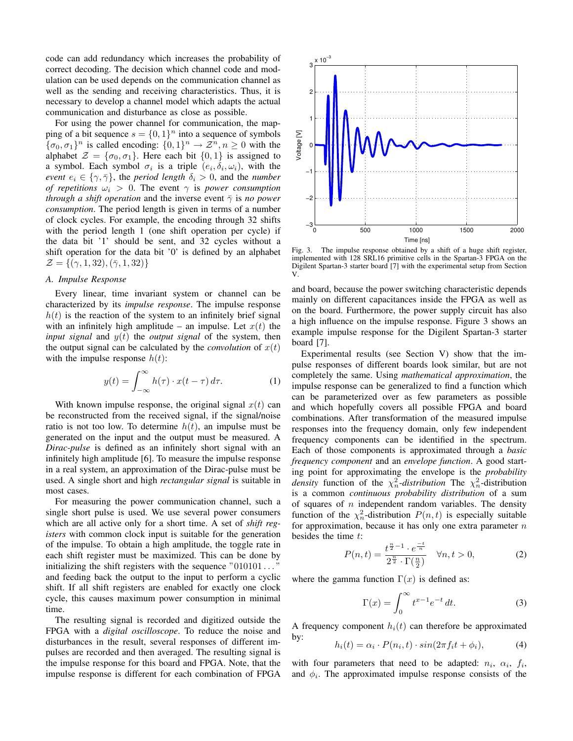code can add redundancy which increases the probability of correct decoding. The decision which channel code and modulation can be used depends on the communication channel as well as the sending and receiving characteristics. Thus, it is necessary to develop a channel model which adapts the actual communication and disturbance as close as possible.

For using the power channel for communication, the mapping of a bit sequence $s = \{0, 1\}^n$ into a sequence of symbols $\{\sigma_0, \sigma_1\}^n$ is called encoding: $\{0, 1\}^n \rightarrow \mathcal{Z}^n, n \geq 0$ with the alphabet $\mathcal{Z} = \{\sigma_0, \sigma_1\}$. Here each bit $\{0, 1\}$ is assigned to a symbol. Each symbol $\sigma_i$ is a triple $(e_i, \delta_i, \omega_i)$, with the *event* $e_i \in \{\gamma, \bar{\gamma}\}$, the *period length* $\delta_i > 0$, and the *number of repetitions* $\omega_i > 0$. The event $\gamma$ is *power consumption through a shift operation* and the inverse event $\bar{\gamma}$ is *no power consumption*. The period length is given in terms of a number of clock cycles. For example, the encoding through 32 shifts with the period length 1 (one shift operation per cycle) if the data bit '1' should be sent, and 32 cycles without a shift operation for the data bit '0' is defined by an alphabet $\mathcal{Z} = \{(\gamma, 1, 32), (\bar{\gamma}, 1, 32)\}$

### A. Impulse Response

Every linear, time invariant system or channel can be characterized by its *impulse response*. The impulse response $h(t)$ is the reaction of the system to an infinitely brief signal with an infinitely high amplitude – an impulse. Let $x(t)$ the *input signal* and $y(t)$ the *output signal* of the system, then the output signal can be calculated by the *convolution* of $x(t)$ with the impulse response $h(t)$:

$$y(t) = \int_{-\infty}^{\infty} h(\tau) \cdot x(t - \tau)\, d\tau. \tag{1}$$

With known impulse response, the original signal $x(t)$ can be reconstructed from the received signal, if the signal/noise ratio is not too low. To determine $h(t)$, an impulse must be generated on the input and the output must be measured. A *Dirac-pulse* is defined as an infinitely short signal with an infinitely high amplitude [6]. To measure the impulse response in a real system, an approximation of the Dirac-pulse must be used. A single short and high *rectangular signal* is suitable in most cases.

For measuring the power communication channel, such a single short pulse is used. We use several power consumers which are all active only for a short time. A set of *shift registers* with common clock input is suitable for the generation of the impulse. To obtain a high amplitude, the toggle rate in each shift register must be maximized. This can be done by initializing the shift registers with the sequence "010101 . . ." and feeding back the output to the input to perform a cyclic shift. If all shift registers are enabled for exactly one clock cycle, this causes maximum power consumption in minimal time.

The resulting signal is recorded and digitized outside the FPGA with a *digital oscilloscope*. To reduce the noise and disturbances in the result, several responses of different impulses are recorded and then averaged. The resulting signal is the impulse response for this board and FPGA. Note, that the impulse response is different for each combination of FPGA and board, because the power switching characteristic depends mainly on different capacitances inside the FPGA as well as on the board. Furthermore, the power supply circuit has also a high influence on the impulse response. Figure 3 shows an example impulse response for the Digilent Spartan-3 starter board [7].

Fig. 3. The impulse response obtained by a shift of a huge shift register, implemented with 128 SRL16 primitive cells in the Spartan-3 FPGA on the Digilent Spartan-3 starter board [7] with the experimental setup from Section V.

Experimental results (see Section V) show that the impulse responses of different boards look similar, but are not completely the same. Using *mathematical approximation*, the impulse response can be generalized to find a function which can be parameterized over as few parameters as possible and which hopefully covers all possible FPGA and board combinations. After transformation of the measured impulse responses into the frequency domain, only few independent frequency components can be identified in the spectrum. Each of those components is approximated through a *basic frequency component* and an *envelope function*. A good starting point for approximating the envelope is the *probability density* function of the $\chi^2_n$*-distribution* The $\chi^2_n$-distribution is a common *continuous probability distribution* of a sum of squares of $n$ independent random variables. The density function of the $\chi^2_n$-distribution $P(n, t)$ is especially suitable for approximation, because it has only one extra parameter $n$ besides the time $t$:

$$P(n, t) = \frac{t^{\frac{n}{2}-1} \cdot e^{\frac{-t}{n}}}{2^{\frac{n}{2}} \cdot \Gamma(\frac{n}{2})} \quad \forall n, t > 0, \tag{2}$$

where the gamma function $\Gamma(x)$ is defined as:

$$\Gamma(x) = \int_0^{\infty} t^{x-1} e^{-t}\, dt. \tag{3}$$

A frequency component $h_i(t)$ can therefore be approximated by:

$$h_i(t) = \alpha_i \cdot P(n_i, t) \cdot sin(2\pi f_i t + \phi_i), \tag{4}$$

with four parameters that need to be adapted: $n_i$, $\alpha_i$, $f_i$, and $\phi_i$. The approximated impulse response consists of the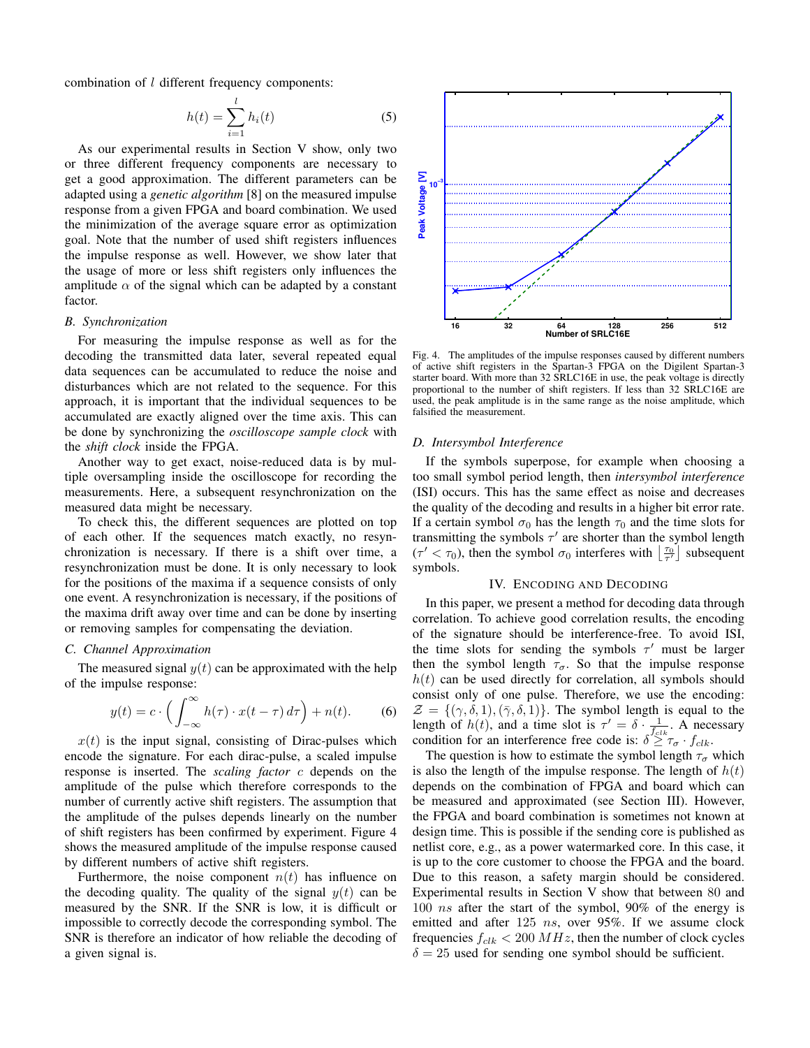combination of $l$ different frequency components:

$$h(t) = \sum_{i=1}^{l} h_i(t) \tag{5}$$

As our experimental results in Section V show, only two or three different frequency components are necessary to get a good approximation. The different parameters can be adapted using a *genetic algorithm* [8] on the measured impulse response from a given FPGA and board combination. We used the minimization of the average square error as optimization goal. Note that the number of used shift registers influences the impulse response as well. However, we show later that the usage of more or less shift registers only influences the amplitude $\alpha$ of the signal which can be adapted by a constant factor.

### B. Synchronization

For measuring the impulse response as well as for the decoding the transmitted data later, several repeated equal data sequences can be accumulated to reduce the noise and disturbances which are not related to the sequence. For this approach, it is important that the individual sequences to be accumulated are exactly aligned over the time axis. This can be done by synchronizing the *oscilloscope sample clock* with the *shift clock* inside the FPGA.

Another way to get exact, noise-reduced data is by multiple oversampling inside the oscilloscope for recording the measurements. Here, a subsequent resynchronization on the measured data might be necessary.

To check this, the different sequences are plotted on top of each other. If the sequences match exactly, no resynchronization is necessary. If there is a shift over time, a resynchronization must be done. It is only necessary to look for the positions of the maxima if a sequence consists of only one event. A resynchronization is necessary, if the positions of the maxima drift away over time and can be done by inserting or removing samples for compensating the deviation.

### C. Channel Approximation

The measured signal $y(t)$ can be approximated with the help of the impulse response:

$$y(t) = c \cdot \Big( \int_{-\infty}^{\infty} h(\tau) \cdot x(t-\tau)\, d\tau \Big) + n(t). \tag{6}$$

$x(t)$ is the input signal, consisting of Dirac-pulses which encode the signature. For each dirac-pulse, a scaled impulse response is inserted. The *scaling factor* $c$ depends on the amplitude of the pulse which therefore corresponds to the number of currently active shift registers. The assumption that the amplitude of the pulses depends linearly on the number of shift registers has been confirmed by experiment. Figure 4 shows the measured amplitude of the impulse response caused by different numbers of active shift registers.

Furthermore, the noise component $n(t)$ has influence on the decoding quality. The quality of the signal $y(t)$ can be measured by the SNR. If the SNR is low, it is difficult or impossible to correctly decode the corresponding symbol. The SNR is therefore an indicator of how reliable the decoding of a given signal is.

Fig. 4. The amplitudes of the impulse responses caused by different numbers of active shift registers in the Spartan-3 FPGA on the Digilent Spartan-3 starter board. With more than 32 SRLC16E in use, the peak voltage is directly proportional to the number of shift registers. If less than 32 SRLC16E are used, the peak amplitude is in the same range as the noise amplitude, which falsified the measurement.

### D. Intersymbol Interference

If the symbols superpose, for example when choosing a too small symbol period length, then *intersymbol interference* (ISI) occurs. This has the same effect as noise and decreases the quality of the decoding and results in a higher bit error rate. If a certain symbol $\sigma_0$ has the length $\tau_0$ and the time slots for transmitting the symbols $\tau'$ are shorter than the symbol length ($\tau' < \tau_0$), then the symbol $\sigma_0$ interferes with $\left\lfloor \frac{\tau_0}{\tau'} \right\rfloor$ subsequent symbols.

## IV. Encoding and Decoding

In this paper, we present a method for decoding data through correlation. To achieve good correlation results, the encoding of the signature should be interference-free. To avoid ISI, the time slots for sending the symbols $\tau'$ must be larger then the symbol length $\tau_\sigma$. So that the impulse response $h(t)$ can be used directly for correlation, all symbols should consist only of one pulse. Therefore, we use the encoding: $\mathcal{Z} = \{(\gamma, \delta, 1), (\bar{\gamma}, \delta, 1)\}$. The symbol length is equal to the length of $h(t)$, and a time slot is $\tau' = \delta \cdot \frac{1}{f_{clk}}$. A necessary condition for an interference free code is: $\delta \geq \tau_\sigma \cdot f_{clk}$.

The question is how to estimate the symbol length $\tau_\sigma$ which is also the length of the impulse response. The length of $h(t)$ depends on the combination of FPGA and board which can be measured and approximated (see Section III). However, the FPGA and board combination is sometimes not known at design time. This is possible if the sending core is published as netlist core, e.g., as a power watermarked core. In this case, it is up to the core customer to choose the FPGA and the board. Due to this reason, a safety margin should be considered. Experimental results in Section V show that between 80 and 100 $ns$ after the start of the symbol, 90% of the energy is emitted and after 125 $ns$, over 95%. If we assume clock frequencies $f_{clk} < 200\ MHz$, then the number of clock cycles $\delta = 25$ used for sending one symbol should be sufficient.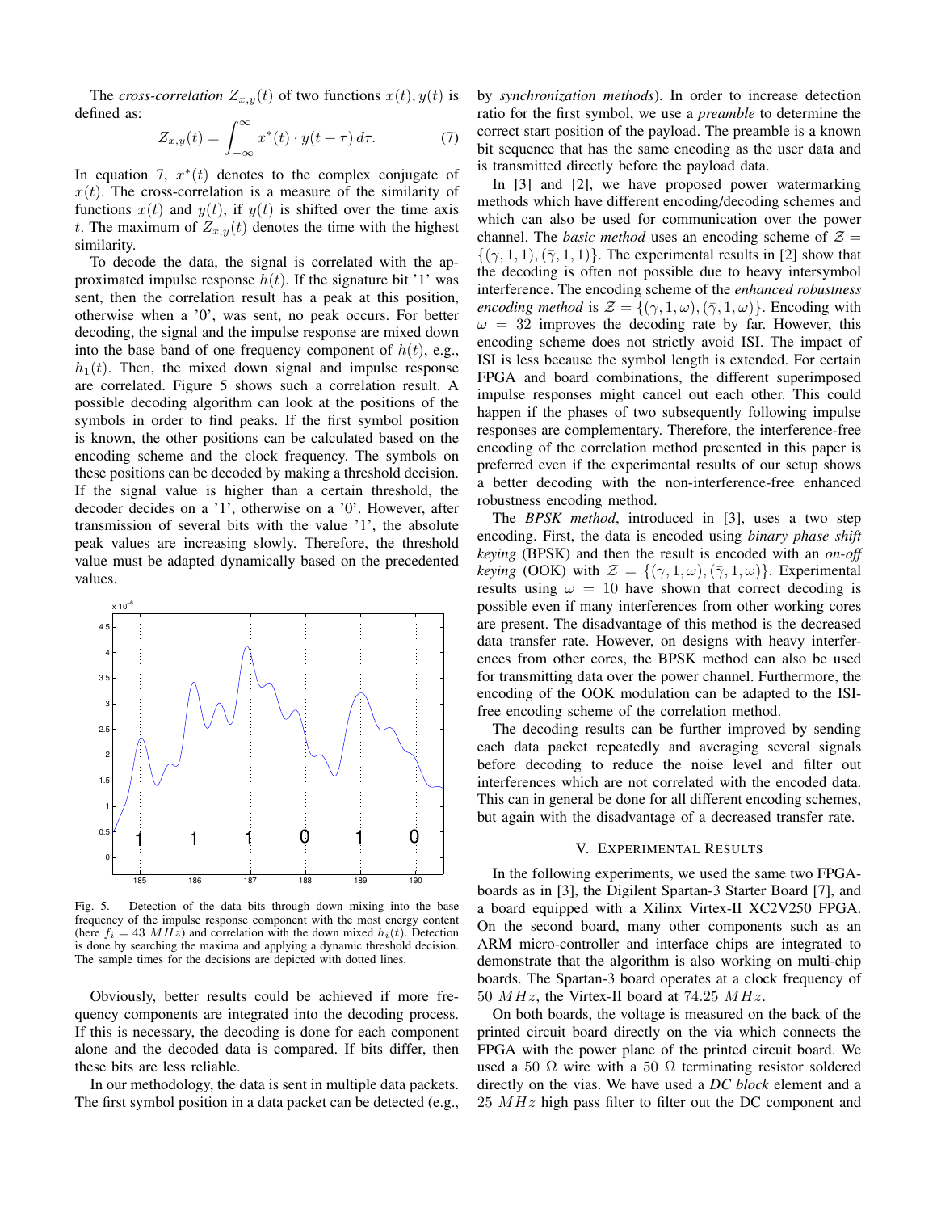The *cross-correlation* $Z_{x,y}(t)$ of two functions $x(t), y(t)$ is defined as:

$$Z_{x,y}(t) = \int_{-\infty}^{\infty} x^*(t) \cdot y(t+\tau)\, d\tau. \tag{7}$$

In equation 7, $x^*(t)$ denotes to the complex conjugate of $x(t)$. The cross-correlation is a measure of the similarity of functions $x(t)$ and $y(t)$, if $y(t)$ is shifted over the time axis $t$. The maximum of $Z_{x,y}(t)$ denotes the time with the highest similarity.

To decode the data, the signal is correlated with the approximated impulse response $h(t)$. If the signature bit '1' was sent, then the correlation result has a peak at this position, otherwise when a '0', was sent, no peak occurs. For better decoding, the signal and the impulse response are mixed down into the base band of one frequency component of $h(t)$, e.g., $h_1(t)$. Then, the mixed down signal and impulse response are correlated. Figure 5 shows such a correlation result. A possible decoding algorithm can look at the positions of the symbols in order to find peaks. If the first symbol position is known, the other positions can be calculated based on the encoding scheme and the clock frequency. The symbols on these positions can be decoded by making a threshold decision. If the signal value is higher than a certain threshold, the decoder decides on a '1', otherwise on a '0'. However, after transmission of several bits with the value '1', the absolute peak values are increasing slowly. Therefore, the threshold value must be adapted dynamically based on the precedented values.

Fig. 5. Detection of the data bits through down mixing into the base frequency of the impulse response component with the most energy content (here $f_i = 43\ MHz$) and correlation with the down mixed $h_i(t)$. Detection is done by searching the maxima and applying a dynamic threshold decision. The sample times for the decisions are depicted with dotted lines.

Obviously, better results could be achieved if more frequency components are integrated into the decoding process. If this is necessary, the decoding is done for each component alone and the decoded data is compared. If bits differ, then these bits are less reliable.

In our methodology, the data is sent in multiple data packets. The first symbol position in a data packet can be detected (e.g., by *synchronization methods*). In order to increase detection ratio for the first symbol, we use a *preamble* to determine the correct start position of the payload. The preamble is a known bit sequence that has the same encoding as the user data and is transmitted directly before the payload data.

In [3] and [2], we have proposed power watermarking methods which have different encoding/decoding schemes and which can also be used for communication over the power channel. The *basic method* uses an encoding scheme of $\mathcal{Z} = \{(\gamma, 1, 1), (\bar{\gamma}, 1, 1)\}$. The experimental results in [2] show that the decoding is often not possible due to heavy intersymbol interference. The encoding scheme of the *enhanced robustness encoding method* is $\mathcal{Z} = \{(\gamma, 1, \omega), (\bar{\gamma}, 1, \omega)\}$. Encoding with $\omega = 32$ improves the decoding rate by far. However, this encoding scheme does not strictly avoid ISI. The impact of ISI is less because the symbol length is extended. For certain FPGA and board combinations, the different superimposed impulse responses might cancel out each other. This could happen if the phases of two subsequently following impulse responses are complementary. Therefore, the interference-free encoding of the correlation method presented in this paper is preferred even if the experimental results of our setup shows a better decoding with the non-interference-free enhanced robustness encoding method.

The *BPSK method*, introduced in [3], uses a two step encoding. First, the data is encoded using *binary phase shift keying* (BPSK) and then the result is encoded with an *on-off keying* (OOK) with $\mathcal{Z} = \{(\gamma, 1, \omega), (\bar{\gamma}, 1, \omega)\}$. Experimental results using $\omega = 10$ have shown that correct decoding is possible even if many interferences from other working cores are present. The disadvantage of this method is the decreased data transfer rate. However, on designs with heavy interferences from other cores, the BPSK method can also be used for transmitting data over the power channel. Furthermore, the encoding of the OOK modulation can be adapted to the ISI-free encoding scheme of the correlation method.

The decoding results can be further improved by sending each data packet repeatedly and averaging several signals before decoding to reduce the noise level and filter out interferences which are not correlated with the encoded data. This can in general be done for all different encoding schemes, but again with the disadvantage of a decreased transfer rate.

## V. Experimental Results

In the following experiments, we used the same two FPGA-boards as in [3], the Digilent Spartan-3 Starter Board [7], and a board equipped with a Xilinx Virtex-II XC2V250 FPGA. On the second board, many other components such as an ARM micro-controller and interface chips are integrated to demonstrate that the algorithm is also working on multi-chip boards. The Spartan-3 board operates at a clock frequency of $50\ MHz$, the Virtex-II board at $74.25\ MHz$.

On both boards, the voltage is measured on the back of the printed circuit board directly on the via which connects the FPGA with the power plane of the printed circuit board. We used a $50\ \Omega$ wire with a $50\ \Omega$ terminating resistor soldered directly on the vias. We have used a *DC block* element and a $25\ MHz$ high pass filter to filter out the DC component and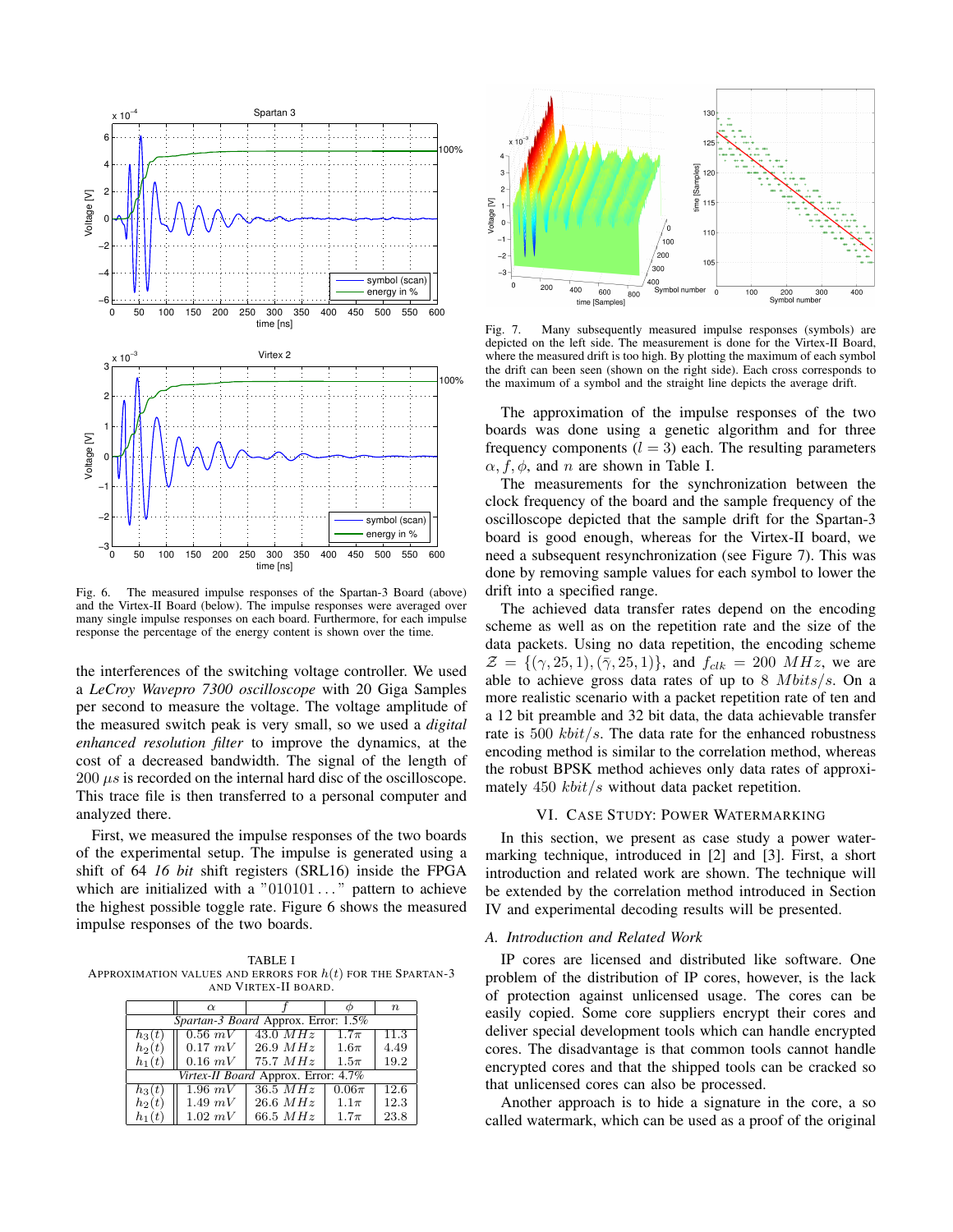Fig. 6. The measured impulse responses of the Spartan-3 Board (above) and the Virtex-II Board (below). The impulse responses were averaged over many single impulse responses on each board. Furthermore, for each impulse response the percentage of the energy content is shown over the time.

the interferences of the switching voltage controller. We used a *LeCroy Wavepro 7300 oscilloscope* with 20 Giga Samples per second to measure the voltage. The voltage amplitude of the measured switch peak is very small, so we used a *digital enhanced resolution filter* to improve the dynamics, at the cost of a decreased bandwidth. The signal of the length of 200 $\mu s$ is recorded on the internal hard disc of the oscilloscope. This trace file is then transferred to a personal computer and analyzed there.

First, we measured the impulse responses of the two boards of the experimental setup. The impulse is generated using a shift of 64 *16 bit* shift registers (SRL16) inside the FPGA which are initialized with a "010101 . . . " pattern to achieve the highest possible toggle rate. Figure 6 shows the measured impulse responses of the two boards.

TABLE I
APPROXIMATION VALUES AND ERRORS FOR $h(t)$ FOR THE SPARTAN-3 AND VIRTEX-II BOARD.

| | $\alpha$ | $f$ | $\phi$ | $n$ |
|---|---|---|---|---|
| *Spartan-3 Board* Approx. Error: 1.5% | | | | |
| $h_3(t)$ | $0.56\ mV$ | $43.0\ MHz$ | $1.7\pi$ | 11.3 |
| $h_2(t)$ | $0.17\ mV$ | $26.9\ MHz$ | $1.6\pi$ | 4.49 |
| $h_1(t)$ | $0.16\ mV$ | $75.7\ MHz$ | $1.5\pi$ | 19.2 |
| *Virtex-II Board* Approx. Error: 4.7% | | | | |
| $h_3(t)$ | $1.96\ mV$ | $36.5\ MHz$ | $0.06\pi$ | 12.6 |
| $h_2(t)$ | $1.49\ mV$ | $26.6\ MHz$ | $1.1\pi$ | 12.3 |
| $h_1(t)$ | $1.02\ mV$ | $66.5\ MHz$ | $1.7\pi$ | 23.8 |

Fig. 7. Many subsequently measured impulse responses (symbols) are depicted on the left side. The measurement is done for the Virtex-II Board, where the measured drift is too high. By plotting the maximum of each symbol the drift can been seen (shown on the right side). Each cross corresponds to the maximum of a symbol and the straight line depicts the average drift.

The approximation of the impulse responses of the two boards was done using a genetic algorithm and for three frequency components ($l = 3$) each. The resulting parameters $\alpha, f, \phi$, and $n$ are shown in Table I.

The measurements for the synchronization between the clock frequency of the board and the sample frequency of the oscilloscope depicted that the sample drift for the Spartan-3 board is good enough, whereas for the Virtex-II board, we need a subsequent resynchronization (see Figure 7). This was done by removing sample values for each symbol to lower the drift into a specified range.

The achieved data transfer rates depend on the encoding scheme as well as on the repetition rate and the size of the data packets. Using no data repetition, the encoding scheme $\mathcal{Z} = \{(\gamma, 25, 1), (\bar{\gamma}, 25, 1)\}$, and $f_{clk} = 200\ MHz$, we are able to achieve gross data rates of up to $8\ Mbits/s$. On a more realistic scenario with a packet repetition rate of ten and a 12 bit preamble and 32 bit data, the data achievable transfer rate is $500\ kbit/s$. The data rate for the enhanced robustness encoding method is similar to the correlation method, whereas the robust BPSK method achieves only data rates of approximately $450\ kbit/s$ without data packet repetition.

## VI. CASE STUDY: POWER WATERMARKING

In this section, we present as case study a power watermarking technique, introduced in [2] and [3]. First, a short introduction and related work are shown. The technique will be extended by the correlation method introduced in Section IV and experimental decoding results will be presented.

### A. Introduction and Related Work

IP cores are licensed and distributed like software. One problem of the distribution of IP cores, however, is the lack of protection against unlicensed usage. The cores can be easily copied. Some core suppliers encrypt their cores and deliver special development tools which can handle encrypted cores. The disadvantage is that common tools cannot handle encrypted cores and that the shipped tools can be cracked so that unlicensed cores can also be processed.

Another approach is to hide a signature in the core, a so called watermark, which can be used as a proof of the original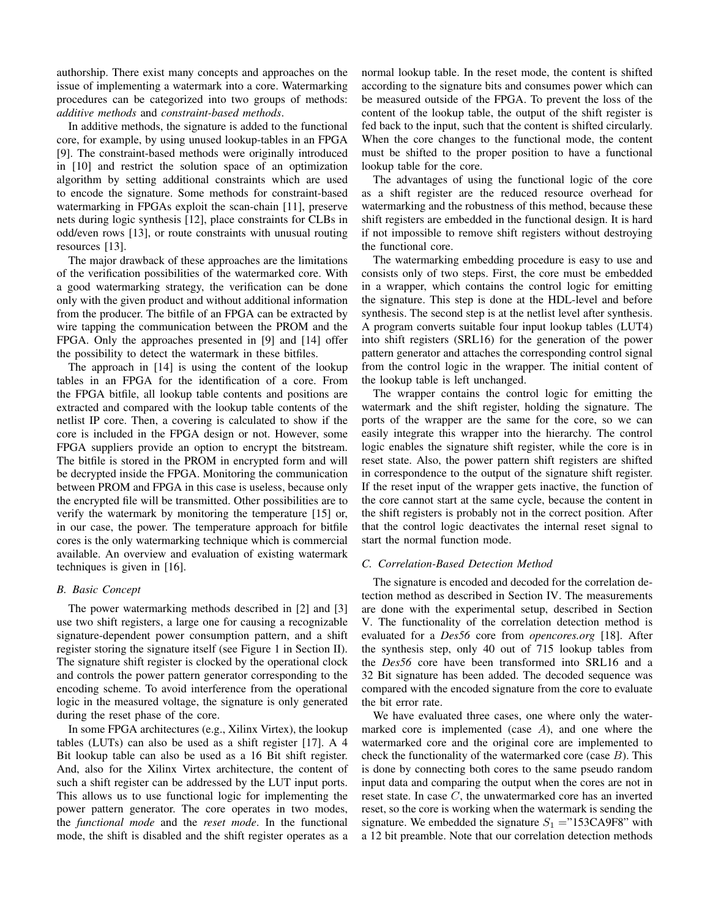authorship. There exist many concepts and approaches on the issue of implementing a watermark into a core. Watermarking procedures can be categorized into two groups of methods: *additive methods* and *constraint-based methods*.

In additive methods, the signature is added to the functional core, for example, by using unused lookup-tables in an FPGA [9]. The constraint-based methods were originally introduced in [10] and restrict the solution space of an optimization algorithm by setting additional constraints which are used to encode the signature. Some methods for constraint-based watermarking in FPGAs exploit the scan-chain [11], preserve nets during logic synthesis [12], place constraints for CLBs in odd/even rows [13], or route constraints with unusual routing resources [13].

The major drawback of these approaches are the limitations of the verification possibilities of the watermarked core. With a good watermarking strategy, the verification can be done only with the given product and without additional information from the producer. The bitfile of an FPGA can be extracted by wire tapping the communication between the PROM and the FPGA. Only the approaches presented in [9] and [14] offer the possibility to detect the watermark in these bitfiles.

The approach in [14] is using the content of the lookup tables in an FPGA for the identification of a core. From the FPGA bitfile, all lookup table contents and positions are extracted and compared with the lookup table contents of the netlist IP core. Then, a covering is calculated to show if the core is included in the FPGA design or not. However, some FPGA suppliers provide an option to encrypt the bitstream. The bitfile is stored in the PROM in encrypted form and will be decrypted inside the FPGA. Monitoring the communication between PROM and FPGA in this case is useless, because only the encrypted file will be transmitted. Other possibilities are to verify the watermark by monitoring the temperature [15] or, in our case, the power. The temperature approach for bitfile cores is the only watermarking technique which is commercial available. An overview and evaluation of existing watermark techniques is given in [16].

### B. Basic Concept

The power watermarking methods described in [2] and [3] use two shift registers, a large one for causing a recognizable signature-dependent power consumption pattern, and a shift register storing the signature itself (see Figure 1 in Section II). The signature shift register is clocked by the operational clock and controls the power pattern generator corresponding to the encoding scheme. To avoid interference from the operational logic in the measured voltage, the signature is only generated during the reset phase of the core.

In some FPGA architectures (e.g., Xilinx Virtex), the lookup tables (LUTs) can also be used as a shift register [17]. A 4 Bit lookup table can also be used as a 16 Bit shift register. And, also for the Xilinx Virtex architecture, the content of such a shift register can be addressed by the LUT input ports. This allows us to use functional logic for implementing the power pattern generator. The core operates in two modes, the *functional mode* and the *reset mode*. In the functional mode, the shift is disabled and the shift register operates as a normal lookup table. In the reset mode, the content is shifted according to the signature bits and consumes power which can be measured outside of the FPGA. To prevent the loss of the content of the lookup table, the output of the shift register is fed back to the input, such that the content is shifted circularly. When the core changes to the functional mode, the content must be shifted to the proper position to have a functional lookup table for the core.

The advantages of using the functional logic of the core as a shift register are the reduced resource overhead for watermarking and the robustness of this method, because these shift registers are embedded in the functional design. It is hard if not impossible to remove shift registers without destroying the functional core.

The watermarking embedding procedure is easy to use and consists only of two steps. First, the core must be embedded in a wrapper, which contains the control logic for emitting the signature. This step is done at the HDL-level and before synthesis. The second step is at the netlist level after synthesis. A program converts suitable four input lookup tables (LUT4) into shift registers (SRL16) for the generation of the power pattern generator and attaches the corresponding control signal from the control logic in the wrapper. The initial content of the lookup table is left unchanged.

The wrapper contains the control logic for emitting the watermark and the shift register, holding the signature. The ports of the wrapper are the same for the core, so we can easily integrate this wrapper into the hierarchy. The control logic enables the signature shift register, while the core is in reset state. Also, the power pattern shift registers are shifted in correspondence to the output of the signature shift register. If the reset input of the wrapper gets inactive, the function of the core cannot start at the same cycle, because the content in the shift registers is probably not in the correct position. After that the control logic deactivates the internal reset signal to start the normal function mode.

### C. Correlation-Based Detection Method

The signature is encoded and decoded for the correlation detection method as described in Section IV. The measurements are done with the experimental setup, described in Section V. The functionality of the correlation detection method is evaluated for a *Des56* core from *opencores.org* [18]. After the synthesis step, only 40 out of 715 lookup tables from the *Des56* core have been transformed into SRL16 and a 32 Bit signature has been added. The decoded sequence was compared with the encoded signature from the core to evaluate the bit error rate.

We have evaluated three cases, one where only the watermarked core is implemented (case $A$), and one where the watermarked core and the original core are implemented to check the functionality of the watermarked core (case $B$). This is done by connecting both cores to the same pseudo random input data and comparing the output when the cores are not in reset state. In case $C$, the unwatermarked core has an inverted reset, so the core is working when the watermark is sending the signature. We embedded the signature $S_1 =$"153CA9F8" with a 12 bit preamble. Note that our correlation detection methods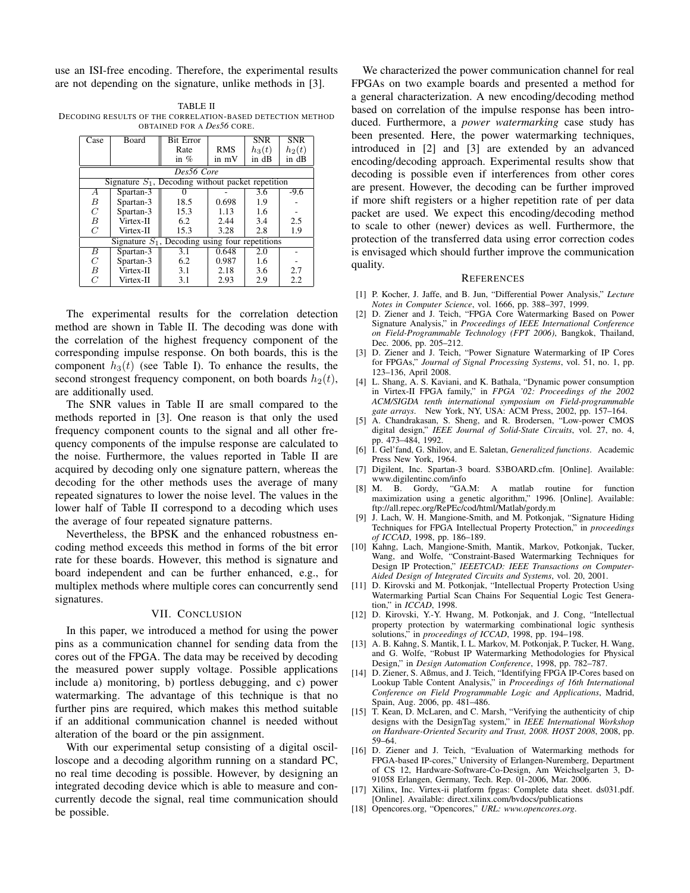use an ISI-free encoding. Therefore, the experimental results are not depending on the signature, unlike methods in [3].

TABLE II
DECODING RESULTS OF THE CORRELATION-BASED DETECTION METHOD OBTAINED FOR A *Des56* CORE.

| Case | Board | Bit Error Rate in % | RMS in mV | SNR $h_3(t)$ in dB | SNR $h_2(t)$ in dB |
|---|---|---|---|---|---|
| *Des56 Core* | | | | | |
| Signature $S_1$, Decoding without packet repetition | | | | | |
| $A$ | Spartan-3 | 0 | - | 3.6 | -9.6 |
| $B$ | Spartan-3 | 18.5 | 0.698 | 1.9 | - |
| $C$ | Spartan-3 | 15.3 | 1.13 | 1.6 | - |
| $B$ | Virtex-II | 6.2 | 2.44 | 3.4 | 2.5 |
| $C$ | Virtex-II | 15.3 | 3.28 | 2.8 | 1.9 |
| Signature $S_1$, Decoding using four repetitions | | | | | |
| $B$ | Spartan-3 | 3.1 | 0.648 | 2.0 | - |
| $C$ | Spartan-3 | 6.2 | 0.987 | 1.6 | - |
| $B$ | Virtex-II | 3.1 | 2.18 | 3.6 | 2.7 |
| $C$ | Virtex-II | 3.1 | 2.93 | 2.9 | 2.2 |

The experimental results for the correlation detection method are shown in Table II. The decoding was done with the correlation of the highest frequency component of the corresponding impulse response. On both boards, this is the component $h_3(t)$ (see Table I). To enhance the results, the second strongest frequency component, on both boards $h_2(t)$, are additionally used.

The SNR values in Table II are small compared to the methods reported in [3]. One reason is that only the used frequency component counts to the signal and all other frequency components of the impulse response are calculated to the noise. Furthermore, the values reported in Table II are acquired by decoding only one signature pattern, whereas the decoding for the other methods uses the average of many repeated signatures to lower the noise level. The values in the lower half of Table II correspond to a decoding which uses the average of four repeated signature patterns.

Nevertheless, the BPSK and the enhanced robustness encoding method exceeds this method in forms of the bit error rate for these boards. However, this method is signature and board independent and can be further enhanced, e.g., for multiplex methods where multiple cores can concurrently send signatures.

## VII. CONCLUSION

In this paper, we introduced a method for using the power pins as a communication channel for sending data from the cores out of the FPGA. The data may be received by decoding the measured power supply voltage. Possible applications include a) monitoring, b) portless debugging, and c) power watermarking. The advantage of this technique is that no further pins are required, which makes this method suitable if an additional communication channel is needed without alteration of the board or the pin assignment.

With our experimental setup consisting of a digital oscilloscope and a decoding algorithm running on a standard PC, no real time decoding is possible. However, by designing an integrated decoding device which is able to measure and concurrently decode the signal, real time communication should be possible.

We characterized the power communication channel for real FPGAs on two example boards and presented a method for a general characterization. A new encoding/decoding method based on correlation of the impulse response has been introduced. Furthermore, a *power watermarking* case study has been presented. Here, the power watermarking techniques, introduced in [2] and [3] are extended by an advanced encoding/decoding approach. Experimental results show that decoding is possible even if interferences from other cores are present. However, the decoding can be further improved if more shift registers or a higher repetition rate of per data packet are used. We expect this encoding/decoding method to scale to other (newer) devices as well. Furthermore, the protection of the transferred data using error correction codes is envisaged which should further improve the communication quality.

## REFERENCES

[1] P. Kocher, J. Jaffe, and B. Jun, "Differential Power Analysis," *Lecture Notes in Computer Science*, vol. 1666, pp. 388–397, 1999.

[2] D. Ziener and J. Teich, "FPGA Core Watermarking Based on Power Signature Analysis," in *Proceedings of IEEE International Conference on Field-Programmable Technology (FPT 2006)*, Bangkok, Thailand, Dec. 2006, pp. 205–212.

[3] D. Ziener and J. Teich, "Power Signature Watermarking of IP Cores for FPGAs," *Journal of Signal Processing Systems*, vol. 51, no. 1, pp. 123–136, April 2008.

[4] L. Shang, A. S. Kaviani, and K. Bathala, "Dynamic power consumption in Virtex-II FPGA family," in *FPGA '02: Proceedings of the 2002 ACM/SIGDA tenth international symposium on Field-programmable gate arrays*. New York, NY, USA: ACM Press, 2002, pp. 157–164.

[5] A. Chandrakasan, S. Sheng, and R. Brodersen, "Low-power CMOS digital design," *IEEE Journal of Solid-State Circuits*, vol. 27, no. 4, pp. 473–484, 1992.

[6] I. Gel'fand, G. Shilov, and E. Saletan, *Generalized functions*. Academic Press New York, 1964.

[7] Digilent, Inc. Spartan-3 board. S3BOARD.cfm. [Online]. Available: www.digilentinc.com/info

[8] M. B. Gordy, "GA.M: A matlab routine for function maximization using a genetic algorithm," 1996. [Online]. Available: ftp://all.repec.org/RePEc/cod/html/Matlab/gordy.m

[9] J. Lach, W. H. Mangione-Smith, and M. Potkonjak, "Signature Hiding Techniques for FPGA Intellectual Property Protection," in *proceedings of ICCAD*, 1998, pp. 186–189.

[10] Kahng, Lach, Mangione-Smith, Mantik, Markov, Potkonjak, Tucker, Wang, and Wolfe, "Constraint-Based Watermarking Techniques for Design IP Protection," *IEEETCAD: IEEE Transactions on Computer-Aided Design of Integrated Circuits and Systems*, vol. 20, 2001.

[11] D. Kirovski and M. Potkonjak, "Intellectual Property Protection Using Watermarking Partial Scan Chains For Sequential Logic Test Generation," in *ICCAD*, 1998.

[12] D. Kirovski, Y.-Y. Hwang, M. Potkonjak, and J. Cong, "Intellectual property protection by watermarking combinational logic synthesis solutions," in *proceedings of ICCAD*, 1998, pp. 194–198.

[13] A. B. Kahng, S. Mantik, I. L. Markov, M. Potkonjak, P. Tucker, H. Wang, and G. Wolfe, "Robust IP Watermarking Methodologies for Physical Design," in *Design Automation Conference*, 1998, pp. 782–787.

[14] D. Ziener, S. Aßmus, and J. Teich, "Identifying FPGA IP-Cores based on Lookup Table Content Analysis," in *Proceedings of 16th International Conference on Field Programmable Logic and Applications*, Madrid, Spain, Aug. 2006, pp. 481–486.

[15] T. Kean, D. McLaren, and C. Marsh, "Verifying the authenticity of chip designs with the DesignTag system," in *IEEE International Workshop on Hardware-Oriented Security and Trust, 2008. HOST 2008*, 2008, pp. 59–64.

[16] D. Ziener and J. Teich, "Evaluation of Watermarking methods for FPGA-based IP-cores," University of Erlangen-Nuremberg, Department of CS 12, Hardware-Software-Co-Design, Am Weichselgarten 3, D-91058 Erlangen, Germany, Tech. Rep. 01-2006, Mar. 2006.

[17] Xilinx, Inc. Virtex-ii platform fpgas: Complete data sheet. ds031.pdf. [Online]. Available: direct.xilinx.com/bvdocs/publications

[18] Opencores.org, "Opencores," *URL: www.opencores.org*.